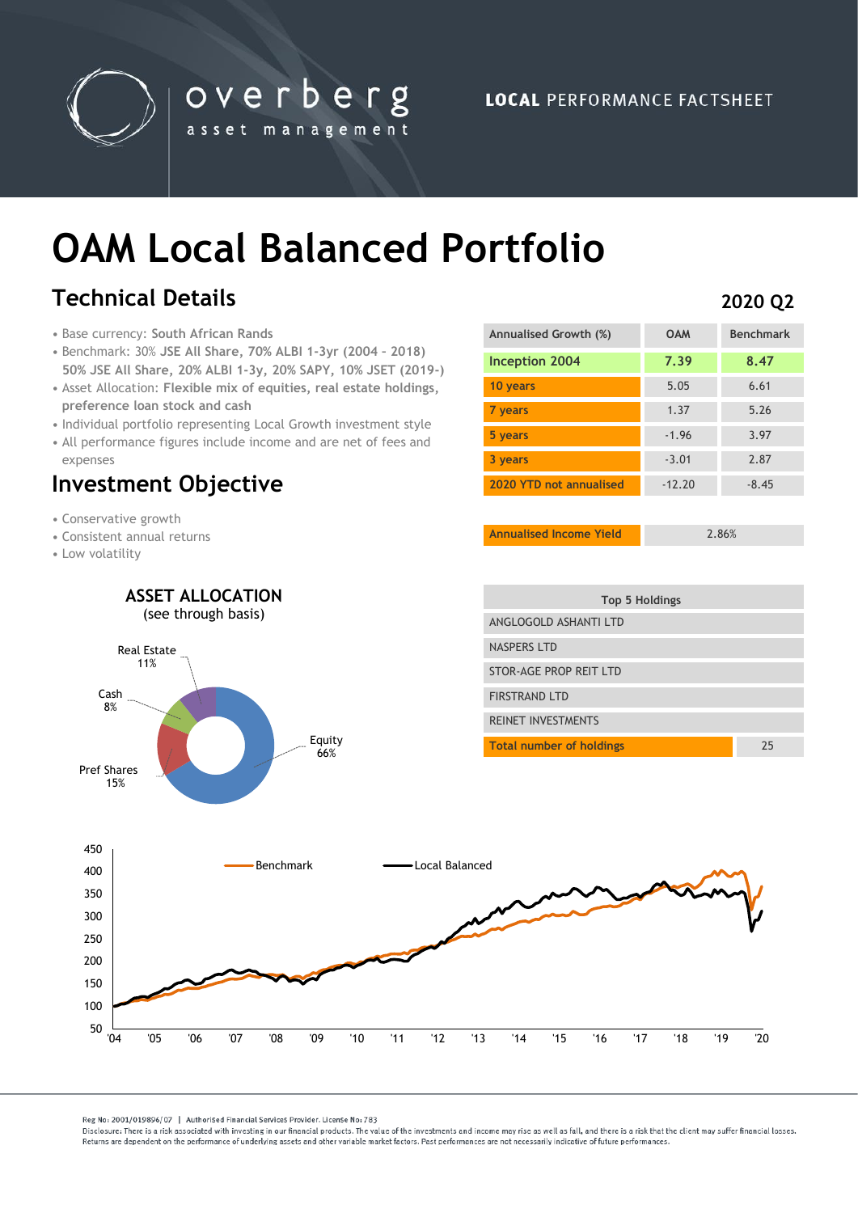overberg asset management

**LOCAL** PERFORMANCE FACTSHEET

# OAM Local Balanced Portfolio

## Technical Details

**2020 Q2**

- Base currency: **South African Rands**
- Benchmark: 30% **JSE All Share, 70% ALBI 1-3yr (2004 - 2018) 50% JSE All Share, 20% ALBI 1-3y, 20% SAPY, 10% JSET (2019-)**
- Asset Allocation: **Flexible mix of equities, real estate holdings, preference loan stock and cash**
- Individual portfolio representing Local Growth investment style
- All performance figures include income and are net of fees and expenses

| Annualised Growth (%) | OAM | Benchmark |
|---|---|---|
| Inception 2004 | 7.39 | 8.47 |
| 10 years | 5.05 | 6.61 |
| 7 years | 1.37 | 5.26 |
| 5 years | -1.96 | 3.97 |
| 3 years | -3.01 | 2.87 |
| 2020 YTD not annualised | -12.20 | -8.45 |

| Annualised Income Yield | 2.86% |
|---|---|

## Investment Objective

- Conservative growth
- Consistent annual returns
- Low volatility

### ASSET ALLOCATION
(see through basis)

| Asset | Allocation |
|---|---|
| Equity | 66% |
| Pref Shares | 15% |
| Real Estate | 11% |
| Cash | 8% |

| Top 5 Holdings | |
|---|---|
| ANGLOGOLD ASHANTI LTD | |
| NASPERS LTD | |
| STOR-AGE PROP REIT LTD | |
| FIRSTRAND LTD | |
| REINET INVESTMENTS | |
| Total number of holdings | 25 |

Benchmark — Local Balanced

Reg No: 2001/019896/07 | Authorised Financial Services Provider. License No: 783

Disclosure: There is a risk associated with investing in our financial products. The value of the investments and income may rise as well as fall, and there is a risk that the client may suffer financial losses. Returns are dependent on the performance of underlying assets and other variable market factors. Past performances are not necessarily indicative of future performances.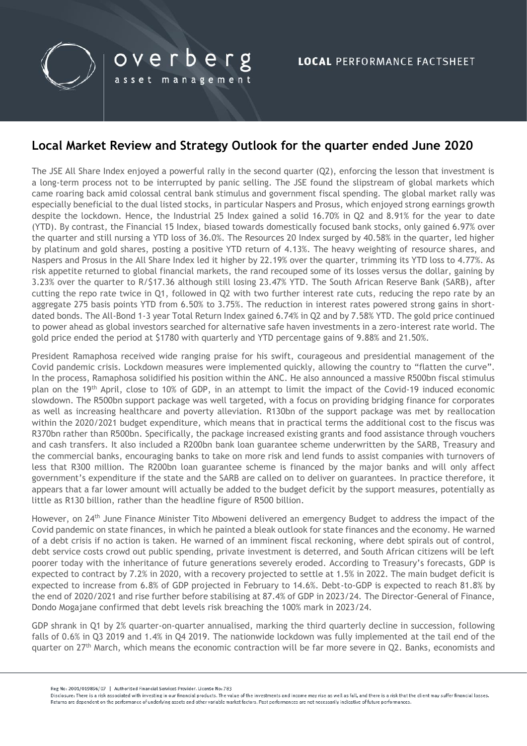## Local Market Review and Strategy Outlook for the quarter ended June 2020

The JSE All Share Index enjoyed a powerful rally in the second quarter (Q2), enforcing the lesson that investment is a long-term process not to be interrupted by panic selling. The JSE found the slipstream of global markets which came roaring back amid colossal central bank stimulus and government fiscal spending. The global market rally was especially beneficial to the dual listed stocks, in particular Naspers and Prosus, which enjoyed strong earnings growth despite the lockdown. Hence, the Industrial 25 Index gained a solid 16.70% in Q2 and 8.91% for the year to date (YTD). By contrast, the Financial 15 Index, biased towards domestically focused bank stocks, only gained 6.97% over the quarter and still nursing a YTD loss of 36.0%. The Resources 20 Index surged by 40.58% in the quarter, led higher by platinum and gold shares, posting a positive YTD return of 4.13%. The heavy weighting of resource shares, and Naspers and Prosus in the All Share Index led it higher by 22.19% over the quarter, trimming its YTD loss to 4.77%. As risk appetite returned to global financial markets, the rand recouped some of its losses versus the dollar, gaining by 3.23% over the quarter to R/$17.36 although still losing 23.47% YTD. The South African Reserve Bank (SARB), after cutting the repo rate twice in Q1, followed in Q2 with two further interest rate cuts, reducing the repo rate by an aggregate 275 basis points YTD from 6.50% to 3.75%. The reduction in interest rates powered strong gains in short-dated bonds. The All-Bond 1-3 year Total Return Index gained 6.74% in Q2 and by 7.58% YTD. The gold price continued to power ahead as global investors searched for alternative safe haven investments in a zero-interest rate world. The gold price ended the period at $1780 with quarterly and YTD percentage gains of 9.88% and 21.50%.

President Ramaphosa received wide ranging praise for his swift, courageous and presidential management of the Covid pandemic crisis. Lockdown measures were implemented quickly, allowing the country to "flatten the curve". In the process, Ramaphosa solidified his position within the ANC. He also announced a massive R500bn fiscal stimulus plan on the 19th April, close to 10% of GDP, in an attempt to limit the impact of the Covid-19 induced economic slowdown. The R500bn support package was well targeted, with a focus on providing bridging finance for corporates as well as increasing healthcare and poverty alleviation. R130bn of the support package was met by reallocation within the 2020/2021 budget expenditure, which means that in practical terms the additional cost to the fiscus was R370bn rather than R500bn. Specifically, the package increased existing grants and food assistance through vouchers and cash transfers. It also included a R200bn bank loan guarantee scheme underwritten by the SARB, Treasury and the commercial banks, encouraging banks to take on more risk and lend funds to assist companies with turnovers of less that R300 million. The R200bn loan guarantee scheme is financed by the major banks and will only affect government's expenditure if the state and the SARB are called on to deliver on guarantees. In practice therefore, it appears that a far lower amount will actually be added to the budget deficit by the support measures, potentially as little as R130 billion, rather than the headline figure of R500 billion.

However, on 24th June Finance Minister Tito Mboweni delivered an emergency Budget to address the impact of the Covid pandemic on state finances, in which he painted a bleak outlook for state finances and the economy. He warned of a debt crisis if no action is taken. He warned of an imminent fiscal reckoning, where debt spirals out of control, debt service costs crowd out public spending, private investment is deterred, and South African citizens will be left poorer today with the inheritance of future generations severely eroded. According to Treasury's forecasts, GDP is expected to contract by 7.2% in 2020, with a recovery projected to settle at 1.5% in 2022. The main budget deficit is expected to increase from 6.8% of GDP projected in February to 14.6%. Debt-to-GDP is expected to reach 81.8% by the end of 2020/2021 and rise further before stabilising at 87.4% of GDP in 2023/24. The Director-General of Finance, Dondo Mogajane confirmed that debt levels risk breaching the 100% mark in 2023/24.

GDP shrank in Q1 by 2% quarter-on-quarter annualised, marking the third quarterly decline in succession, following falls of 0.6% in Q3 2019 and 1.4% in Q4 2019. The nationwide lockdown was fully implemented at the tail end of the quarter on 27th March, which means the economic contraction will be far more severe in Q2. Banks, economists and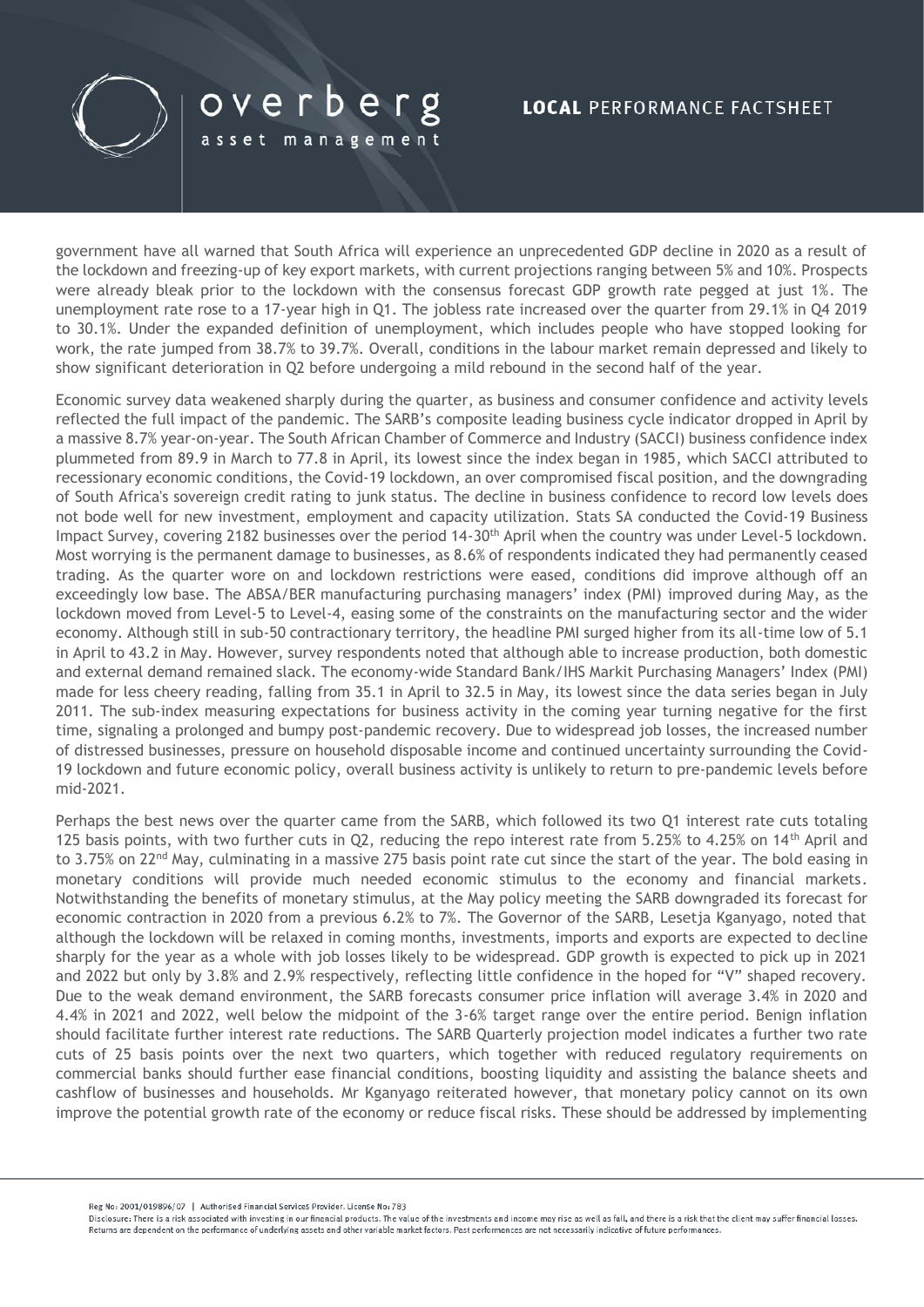government have all warned that South Africa will experience an unprecedented GDP decline in 2020 as a result of the lockdown and freezing-up of key export markets, with current projections ranging between 5% and 10%. Prospects were already bleak prior to the lockdown with the consensus forecast GDP growth rate pegged at just 1%. The unemployment rate rose to a 17-year high in Q1. The jobless rate increased over the quarter from 29.1% in Q4 2019 to 30.1%. Under the expanded definition of unemployment, which includes people who have stopped looking for work, the rate jumped from 38.7% to 39.7%. Overall, conditions in the labour market remain depressed and likely to show significant deterioration in Q2 before undergoing a mild rebound in the second half of the year.

Economic survey data weakened sharply during the quarter, as business and consumer confidence and activity levels reflected the full impact of the pandemic. The SARB's composite leading business cycle indicator dropped in April by a massive 8.7% year-on-year. The South African Chamber of Commerce and Industry (SACCI) business confidence index plummeted from 89.9 in March to 77.8 in April, its lowest since the index began in 1985, which SACCI attributed to recessionary economic conditions, the Covid-19 lockdown, an over compromised fiscal position, and the downgrading of South Africa's sovereign credit rating to junk status. The decline in business confidence to record low levels does not bode well for new investment, employment and capacity utilization. Stats SA conducted the Covid-19 Business Impact Survey, covering 2182 businesses over the period 14-30th April when the country was under Level-5 lockdown. Most worrying is the permanent damage to businesses, as 8.6% of respondents indicated they had permanently ceased trading. As the quarter wore on and lockdown restrictions were eased, conditions did improve although off an exceedingly low base. The ABSA/BER manufacturing purchasing managers' index (PMI) improved during May, as the lockdown moved from Level-5 to Level-4, easing some of the constraints on the manufacturing sector and the wider economy. Although still in sub-50 contractionary territory, the headline PMI surged higher from its all-time low of 5.1 in April to 43.2 in May. However, survey respondents noted that although able to increase production, both domestic and external demand remained slack. The economy-wide Standard Bank/IHS Markit Purchasing Managers' Index (PMI) made for less cheery reading, falling from 35.1 in April to 32.5 in May, its lowest since the data series began in July 2011. The sub-index measuring expectations for business activity in the coming year turning negative for the first time, signaling a prolonged and bumpy post-pandemic recovery. Due to widespread job losses, the increased number of distressed businesses, pressure on household disposable income and continued uncertainty surrounding the Covid-19 lockdown and future economic policy, overall business activity is unlikely to return to pre-pandemic levels before mid-2021.

Perhaps the best news over the quarter came from the SARB, which followed its two Q1 interest rate cuts totaling 125 basis points, with two further cuts in Q2, reducing the repo interest rate from 5.25% to 4.25% on 14th April and to 3.75% on 22nd May, culminating in a massive 275 basis point rate cut since the start of the year. The bold easing in monetary conditions will provide much needed economic stimulus to the economy and financial markets. Notwithstanding the benefits of monetary stimulus, at the May policy meeting the SARB downgraded its forecast for economic contraction in 2020 from a previous 6.2% to 7%. The Governor of the SARB, Lesetja Kganyago, noted that although the lockdown will be relaxed in coming months, investments, imports and exports are expected to decline sharply for the year as a whole with job losses likely to be widespread. GDP growth is expected to pick up in 2021 and 2022 but only by 3.8% and 2.9% respectively, reflecting little confidence in the hoped for "V" shaped recovery. Due to the weak demand environment, the SARB forecasts consumer price inflation will average 3.4% in 2020 and 4.4% in 2021 and 2022, well below the midpoint of the 3-6% target range over the entire period. Benign inflation should facilitate further interest rate reductions. The SARB Quarterly projection model indicates a further two rate cuts of 25 basis points over the next two quarters, which together with reduced regulatory requirements on commercial banks should further ease financial conditions, boosting liquidity and assisting the balance sheets and cashflow of businesses and households. Mr Kganyago reiterated however, that monetary policy cannot on its own improve the potential growth rate of the economy or reduce fiscal risks. These should be addressed by implementing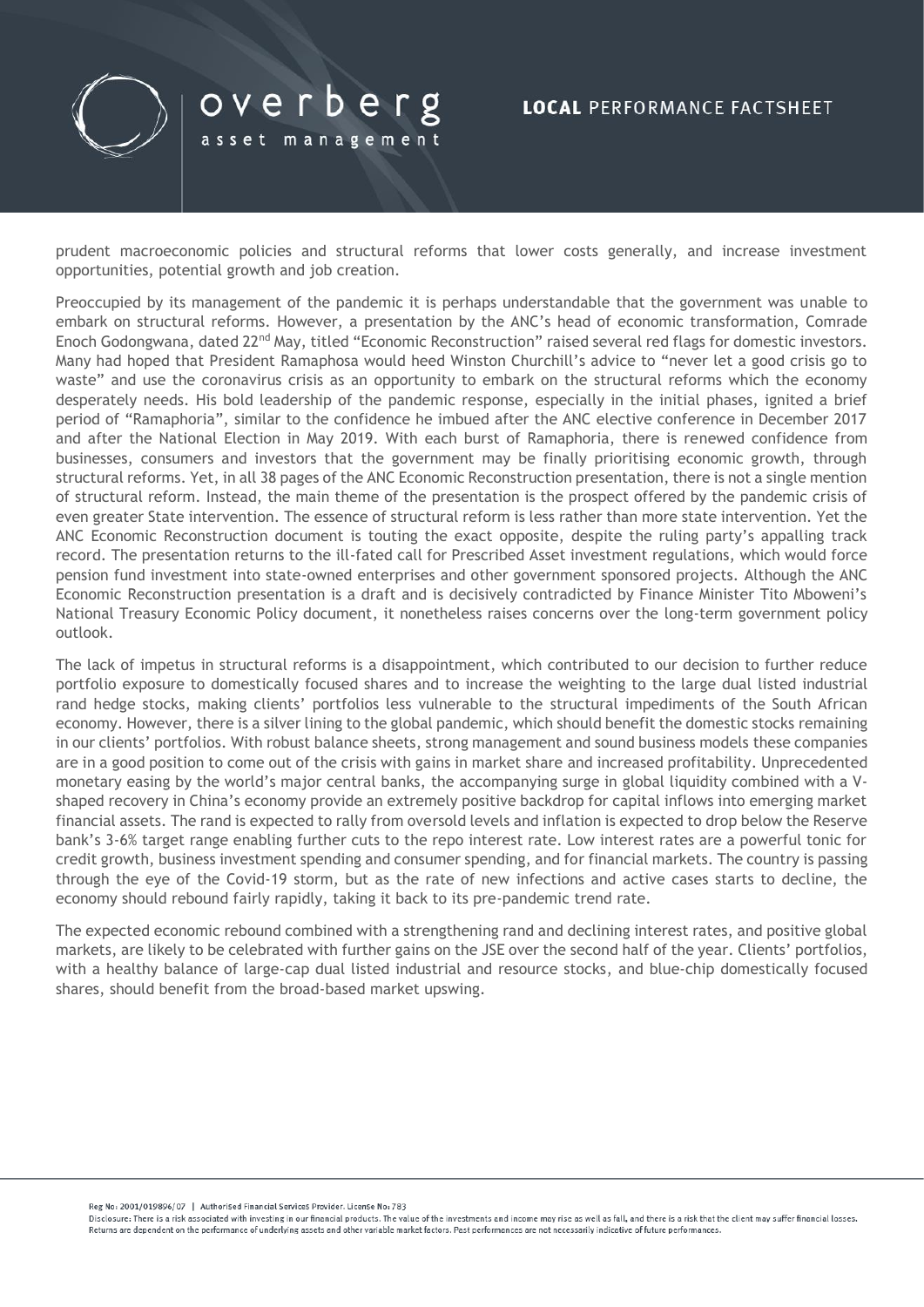prudent macroeconomic policies and structural reforms that lower costs generally, and increase investment opportunities, potential growth and job creation.

Preoccupied by its management of the pandemic it is perhaps understandable that the government was unable to embark on structural reforms. However, a presentation by the ANC's head of economic transformation, Comrade Enoch Godongwana, dated 22nd May, titled "Economic Reconstruction" raised several red flags for domestic investors. Many had hoped that President Ramaphosa would heed Winston Churchill's advice to "never let a good crisis go to waste" and use the coronavirus crisis as an opportunity to embark on the structural reforms which the economy desperately needs. His bold leadership of the pandemic response, especially in the initial phases, ignited a brief period of "Ramaphoria", similar to the confidence he imbued after the ANC elective conference in December 2017 and after the National Election in May 2019. With each burst of Ramaphoria, there is renewed confidence from businesses, consumers and investors that the government may be finally prioritising economic growth, through structural reforms. Yet, in all 38 pages of the ANC Economic Reconstruction presentation, there is not a single mention of structural reform. Instead, the main theme of the presentation is the prospect offered by the pandemic crisis of even greater State intervention. The essence of structural reform is less rather than more state intervention. Yet the ANC Economic Reconstruction document is touting the exact opposite, despite the ruling party's appalling track record. The presentation returns to the ill-fated call for Prescribed Asset investment regulations, which would force pension fund investment into state-owned enterprises and other government sponsored projects. Although the ANC Economic Reconstruction presentation is a draft and is decisively contradicted by Finance Minister Tito Mboweni's National Treasury Economic Policy document, it nonetheless raises concerns over the long-term government policy outlook.

The lack of impetus in structural reforms is a disappointment, which contributed to our decision to further reduce portfolio exposure to domestically focused shares and to increase the weighting to the large dual listed industrial rand hedge stocks, making clients' portfolios less vulnerable to the structural impediments of the South African economy. However, there is a silver lining to the global pandemic, which should benefit the domestic stocks remaining in our clients' portfolios. With robust balance sheets, strong management and sound business models these companies are in a good position to come out of the crisis with gains in market share and increased profitability. Unprecedented monetary easing by the world's major central banks, the accompanying surge in global liquidity combined with a V-shaped recovery in China's economy provide an extremely positive backdrop for capital inflows into emerging market financial assets. The rand is expected to rally from oversold levels and inflation is expected to drop below the Reserve bank's 3-6% target range enabling further cuts to the repo interest rate. Low interest rates are a powerful tonic for credit growth, business investment spending and consumer spending, and for financial markets. The country is passing through the eye of the Covid-19 storm, but as the rate of new infections and active cases starts to decline, the economy should rebound fairly rapidly, taking it back to its pre-pandemic trend rate.

The expected economic rebound combined with a strengthening rand and declining interest rates, and positive global markets, are likely to be celebrated with further gains on the JSE over the second half of the year. Clients' portfolios, with a healthy balance of large-cap dual listed industrial and resource stocks, and blue-chip domestically focused shares, should benefit from the broad-based market upswing.